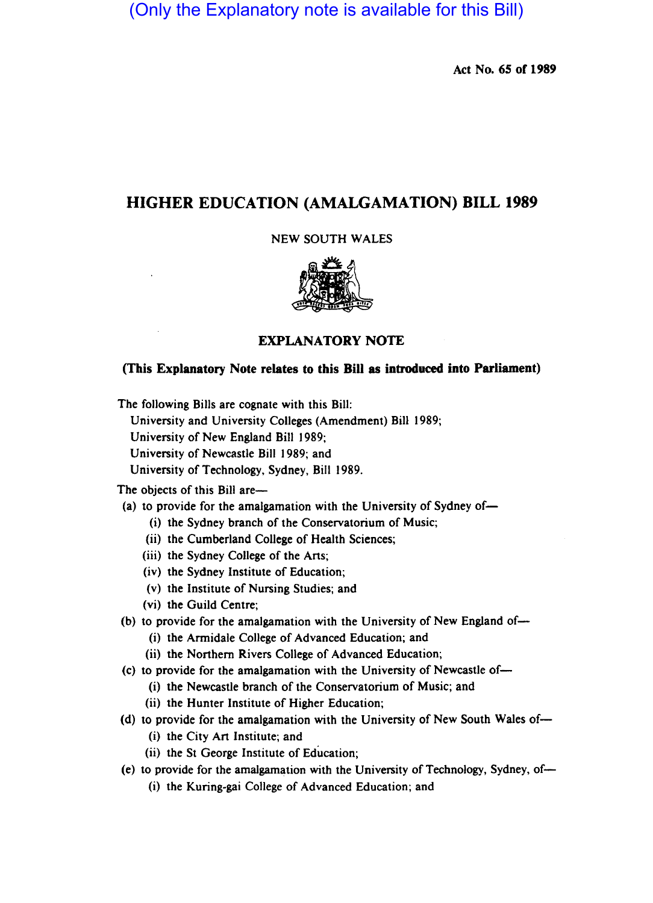(Only the Explanatory note is available for this Bill)

Act No. 65 of 1989

# HIGHER EDUCATION (AMALGAMATION) BILL 1989

NEW SOUTH WALES

## EXPLANATORY NOTE

**(This Explanatory Note relates to this Bill as introduced into Parliament)**

The following Bills are cognate with this Bill:

University and University Colleges (Amendment) Bill 1989;
University of New England Bill 1989;
University of Newcastle Bill 1989; and
University of Technology, Sydney, Bill 1989.

The objects of this Bill are—

(a) to provide for the amalgamation with the University of Sydney of—
  (i) the Sydney branch of the Conservatorium of Music;
  (ii) the Cumberland College of Health Sciences;
  (iii) the Sydney College of the Arts;
  (iv) the Sydney Institute of Education;
  (v) the Institute of Nursing Studies; and
  (vi) the Guild Centre;

(b) to provide for the amalgamation with the University of New England of—
  (i) the Armidale College of Advanced Education; and
  (ii) the Northern Rivers College of Advanced Education;

(c) to provide for the amalgamation with the University of Newcastle of—
  (i) the Newcastle branch of the Conservatorium of Music; and
  (ii) the Hunter Institute of Higher Education;

(d) to provide for the amalgamation with the University of New South Wales of—
  (i) the City Art Institute; and
  (ii) the St George Institute of Education;

(e) to provide for the amalgamation with the University of Technology, Sydney, of—
  (i) the Kuring-gai College of Advanced Education; and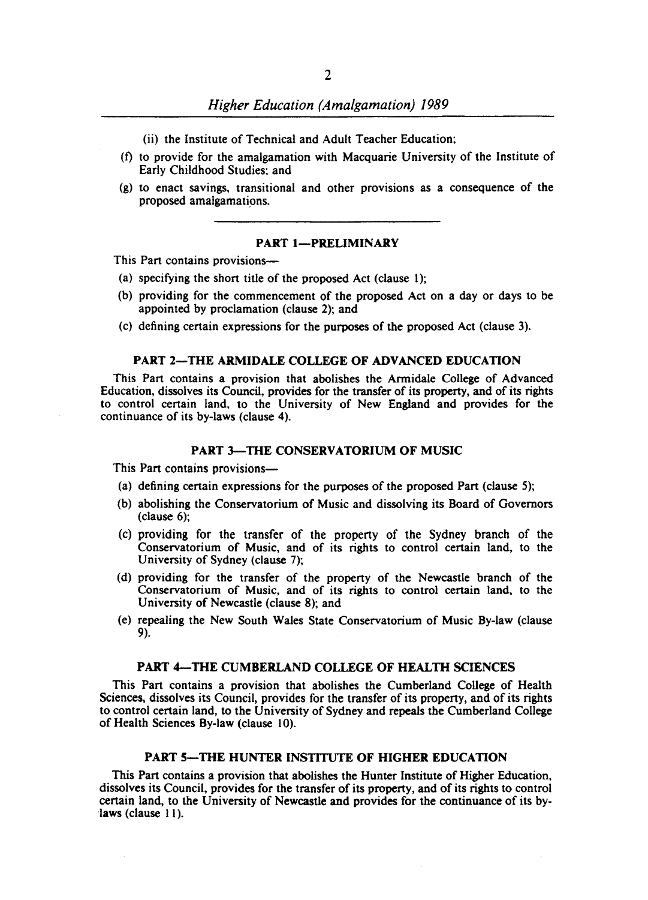(ii) the Institute of Technical and Adult Teacher Education;

(f) to provide for the amalgamation with Macquarie University of the Institute of Early Childhood Studies; and

(g) to enact savings, transitional and other provisions as a consequence of the proposed amalgamations.

## PART 1—PRELIMINARY

This Part contains provisions—

(a) specifying the short title of the proposed Act (clause 1);

(b) providing for the commencement of the proposed Act on a day or days to be appointed by proclamation (clause 2); and

(c) defining certain expressions for the purposes of the proposed Act (clause 3).

## PART 2—THE ARMIDALE COLLEGE OF ADVANCED EDUCATION

This Part contains a provision that abolishes the Armidale College of Advanced Education, dissolves its Council, provides for the transfer of its property, and of its rights to control certain land, to the University of New England and provides for the continuance of its by-laws (clause 4).

## PART 3—THE CONSERVATORIUM OF MUSIC

This Part contains provisions—

(a) defining certain expressions for the purposes of the proposed Part (clause 5);

(b) abolishing the Conservatorium of Music and dissolving its Board of Governors (clause 6);

(c) providing for the transfer of the property of the Sydney branch of the Conservatorium of Music, and of its rights to control certain land, to the University of Sydney (clause 7);

(d) providing for the transfer of the property of the Newcastle branch of the Conservatorium of Music, and of its rights to control certain land, to the University of Newcastle (clause 8); and

(e) repealing the New South Wales State Conservatorium of Music By-law (clause 9).

## PART 4—THE CUMBERLAND COLLEGE OF HEALTH SCIENCES

This Part contains a provision that abolishes the Cumberland College of Health Sciences, dissolves its Council, provides for the transfer of its property, and of its rights to control certain land, to the University of Sydney and repeals the Cumberland College of Health Sciences By-law (clause 10).

## PART 5—THE HUNTER INSTITUTE OF HIGHER EDUCATION

This Part contains a provision that abolishes the Hunter Institute of Higher Education, dissolves its Council, provides for the transfer of its property, and of its rights to control certain land, to the University of Newcastle and provides for the continuance of its by-laws (clause 11).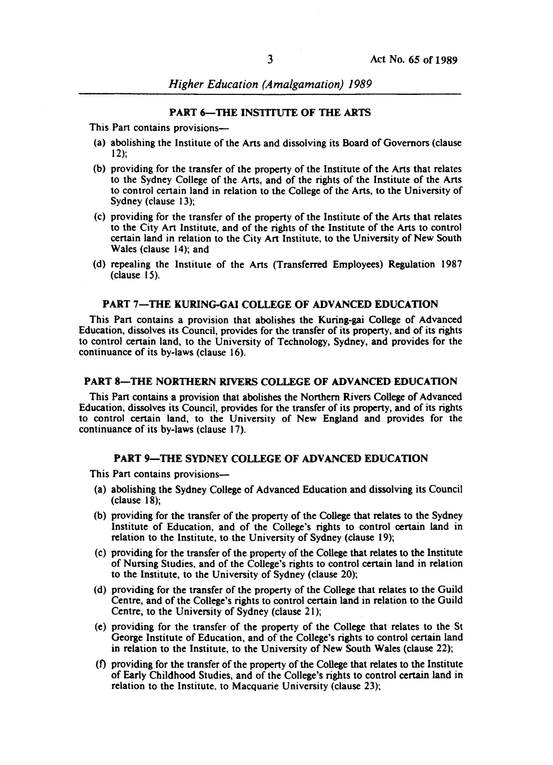## PART 6—THE INSTITUTE OF THE ARTS

This Part contains provisions—

(a) abolishing the Institute of the Arts and dissolving its Board of Governors (clause 12);

(b) providing for the transfer of the property of the Institute of the Arts that relates to the Sydney College of the Arts, and of the rights of the Institute of the Arts to control certain land in relation to the College of the Arts, to the University of Sydney (clause 13);

(c) providing for the transfer of the property of the Institute of the Arts that relates to the City Art Institute, and of the rights of the Institute of the Arts to control certain land in relation to the City Art Institute, to the University of New South Wales (clause 14); and

(d) repealing the Institute of the Arts (Transferred Employees) Regulation 1987 (clause 15).

## PART 7—THE KURING-GAI COLLEGE OF ADVANCED EDUCATION

This Part contains a provision that abolishes the Kuring-gai College of Advanced Education, dissolves its Council, provides for the transfer of its property, and of its rights to control certain land, to the University of Technology, Sydney, and provides for the continuance of its by-laws (clause 16).

## PART 8—THE NORTHERN RIVERS COLLEGE OF ADVANCED EDUCATION

This Part contains a provision that abolishes the Northern Rivers College of Advanced Education, dissolves its Council, provides for the transfer of its property, and of its rights to control certain land, to the University of New England and provides for the continuance of its by-laws (clause 17).

## PART 9—THE SYDNEY COLLEGE OF ADVANCED EDUCATION

This Part contains provisions—

(a) abolishing the Sydney College of Advanced Education and dissolving its Council (clause 18);

(b) providing for the transfer of the property of the College that relates to the Sydney Institute of Education, and of the College's rights to control certain land in relation to the Institute, to the University of Sydney (clause 19);

(c) providing for the transfer of the property of the College that relates to the Institute of Nursing Studies, and of the College's rights to control certain land in relation to the Institute, to the University of Sydney (clause 20);

(d) providing for the transfer of the property of the College that relates to the Guild Centre, and of the College's rights to control certain land in relation to the Guild Centre, to the University of Sydney (clause 21);

(e) providing for the transfer of the property of the College that relates to the St George Institute of Education, and of the College's rights to control certain land in relation to the Institute, to the University of New South Wales (clause 22);

(f) providing for the transfer of the property of the College that relates to the Institute of Early Childhood Studies, and of the College's rights to control certain land in relation to the Institute, to Macquarie University (clause 23);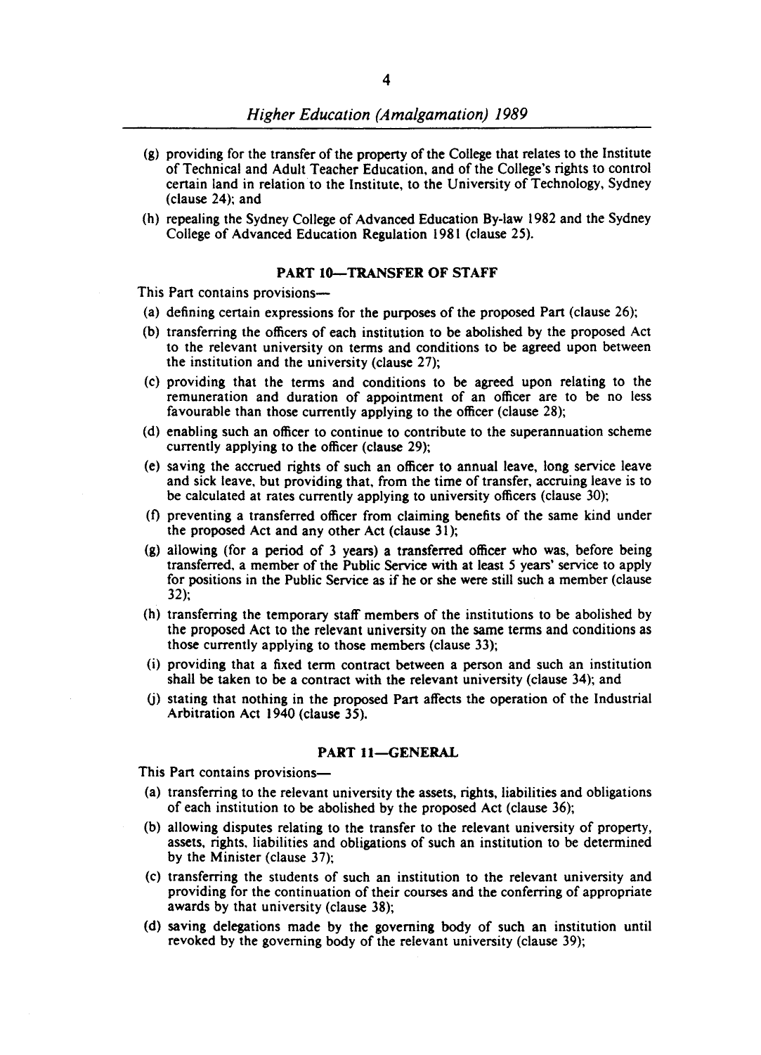(g) providing for the transfer of the property of the College that relates to the Institute of Technical and Adult Teacher Education, and of the College's rights to control certain land in relation to the Institute, to the University of Technology, Sydney (clause 24); and

(h) repealing the Sydney College of Advanced Education By-law 1982 and the Sydney College of Advanced Education Regulation 1981 (clause 25).

## PART 10—TRANSFER OF STAFF

This Part contains provisions—

(a) defining certain expressions for the purposes of the proposed Part (clause 26);

(b) transferring the officers of each institution to be abolished by the proposed Act to the relevant university on terms and conditions to be agreed upon between the institution and the university (clause 27);

(c) providing that the terms and conditions to be agreed upon relating to the remuneration and duration of appointment of an officer are to be no less favourable than those currently applying to the officer (clause 28);

(d) enabling such an officer to continue to contribute to the superannuation scheme currently applying to the officer (clause 29);

(e) saving the accrued rights of such an officer to annual leave, long service leave and sick leave, but providing that, from the time of transfer, accruing leave is to be calculated at rates currently applying to university officers (clause 30);

(f) preventing a transferred officer from claiming benefits of the same kind under the proposed Act and any other Act (clause 31);

(g) allowing (for a period of 3 years) a transferred officer who was, before being transferred, a member of the Public Service with at least 5 years' service to apply for positions in the Public Service as if he or she were still such a member (clause 32);

(h) transferring the temporary staff members of the institutions to be abolished by the proposed Act to the relevant university on the same terms and conditions as those currently applying to those members (clause 33);

(i) providing that a fixed term contract between a person and such an institution shall be taken to be a contract with the relevant university (clause 34); and

(j) stating that nothing in the proposed Part affects the operation of the Industrial Arbitration Act 1940 (clause 35).

## PART 11—GENERAL

This Part contains provisions—

(a) transferring to the relevant university the assets, rights, liabilities and obligations of each institution to be abolished by the proposed Act (clause 36);

(b) allowing disputes relating to the transfer to the relevant university of property, assets, rights, liabilities and obligations of such an institution to be determined by the Minister (clause 37);

(c) transferring the students of such an institution to the relevant university and providing for the continuation of their courses and the conferring of appropriate awards by that university (clause 38);

(d) saving delegations made by the governing body of such an institution until revoked by the governing body of the relevant university (clause 39);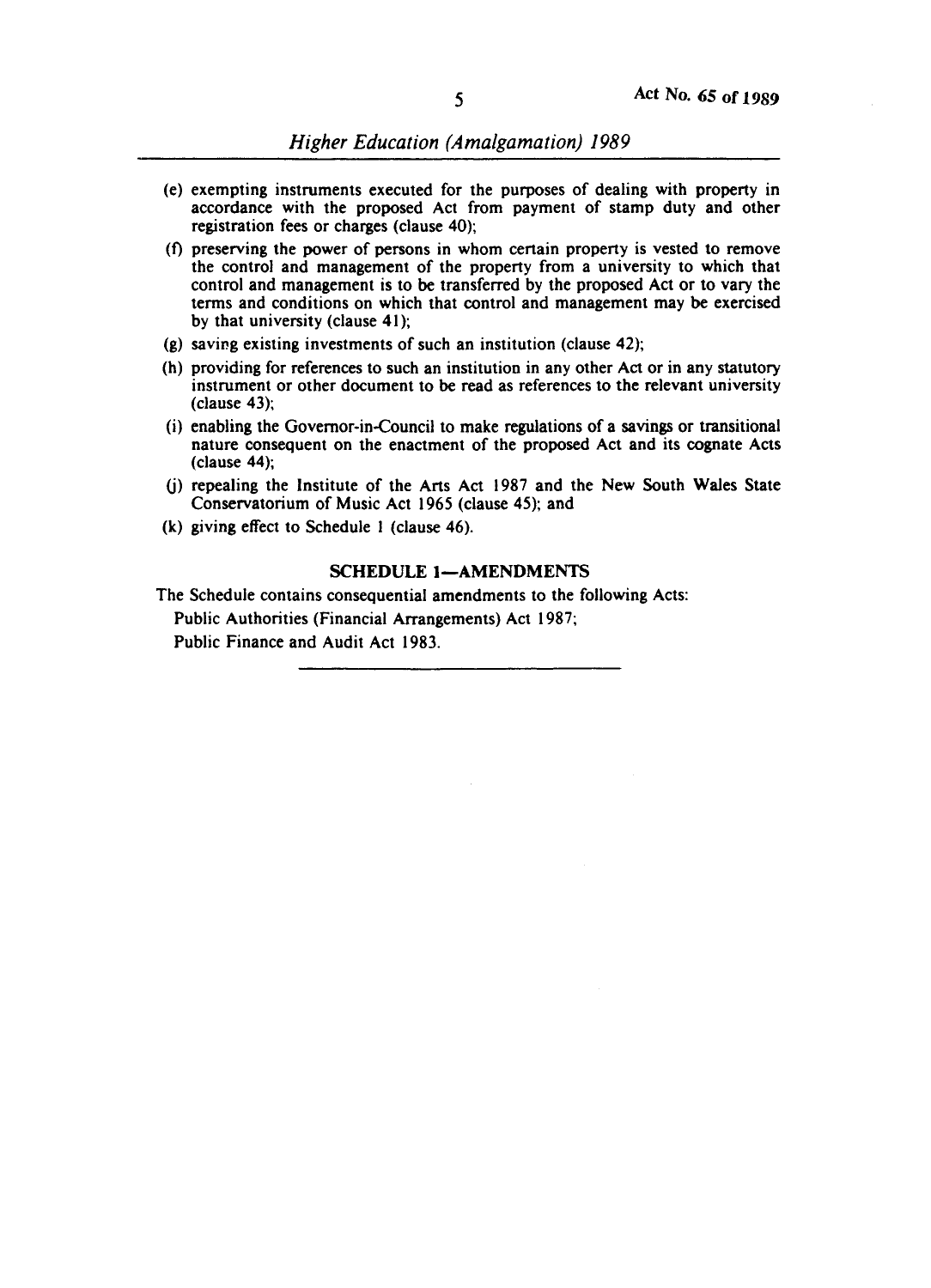(e) exempting instruments executed for the purposes of dealing with property in accordance with the proposed Act from payment of stamp duty and other registration fees or charges (clause 40);

(f) preserving the power of persons in whom certain property is vested to remove the control and management of the property from a university to which that control and management is to be transferred by the proposed Act or to vary the terms and conditions on which that control and management may be exercised by that university (clause 41);

(g) saving existing investments of such an institution (clause 42);

(h) providing for references to such an institution in any other Act or in any statutory instrument or other document to be read as references to the relevant university (clause 43);

(i) enabling the Governor-in-Council to make regulations of a savings or transitional nature consequent on the enactment of the proposed Act and its cognate Acts (clause 44);

(j) repealing the Institute of the Arts Act 1987 and the New South Wales State Conservatorium of Music Act 1965 (clause 45); and

(k) giving effect to Schedule 1 (clause 46).

## SCHEDULE 1—AMENDMENTS

The Schedule contains consequential amendments to the following Acts:

Public Authorities (Financial Arrangements) Act 1987;

Public Finance and Audit Act 1983.